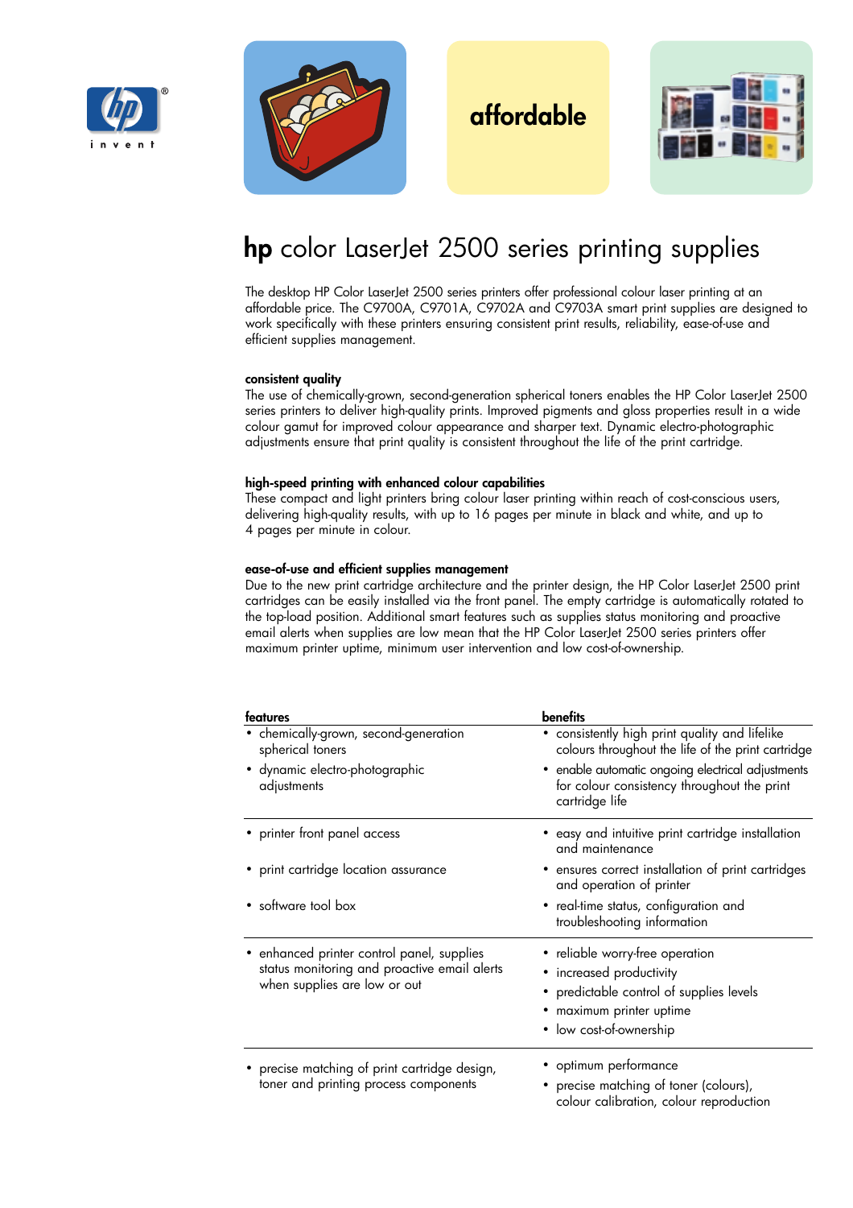affordable

# **hp** color LaserJet 2500 series printing supplies

The desktop HP Color LaserJet 2500 series printers offer professional colour laser printing at an affordable price. The C9700A, C9701A, C9702A and C9703A smart print supplies are designed to work specifically with these printers ensuring consistent print results, reliability, ease-of-use and efficient supplies management.

### consistent quality

The use of chemically-grown, second-generation spherical toners enables the HP Color LaserJet 2500 series printers to deliver high-quality prints. Improved pigments and gloss properties result in a wide colour gamut for improved colour appearance and sharper text. Dynamic electro-photographic adjustments ensure that print quality is consistent throughout the life of the print cartridge.

### high-speed printing with enhanced colour capabilities

These compact and light printers bring colour laser printing within reach of cost-conscious users, delivering high-quality results, with up to 16 pages per minute in black and white, and up to 4 pages per minute in colour.

### ease-of-use and efficient supplies management

Due to the new print cartridge architecture and the printer design, the HP Color LaserJet 2500 print cartridges can be easily installed via the front panel. The empty cartridge is automatically rotated to the top-load position. Additional smart features such as supplies status monitoring and proactive email alerts when supplies are low mean that the HP Color LaserJet 2500 series printers offer maximum printer uptime, minimum user intervention and low cost-of-ownership.

| features | benefits |
|---|---|
| • chemically-grown, second-generation spherical toners<br>• dynamic electro-photographic adjustments | • consistently high print quality and lifelike colours throughout the life of the print cartridge<br>• enable automatic ongoing electrical adjustments for colour consistency throughout the print cartridge life |
| • printer front panel access<br>• print cartridge location assurance<br>• software tool box | • easy and intuitive print cartridge installation and maintenance<br>• ensures correct installation of print cartridges and operation of printer<br>• real-time status, configuration and troubleshooting information |
| • enhanced printer control panel, supplies status monitoring and proactive email alerts when supplies are low or out | • reliable worry-free operation<br>• increased productivity<br>• predictable control of supplies levels<br>• maximum printer uptime<br>• low cost-of-ownership |
| • precise matching of print cartridge design, toner and printing process components | • optimum performance<br>• precise matching of toner (colours), colour calibration, colour reproduction |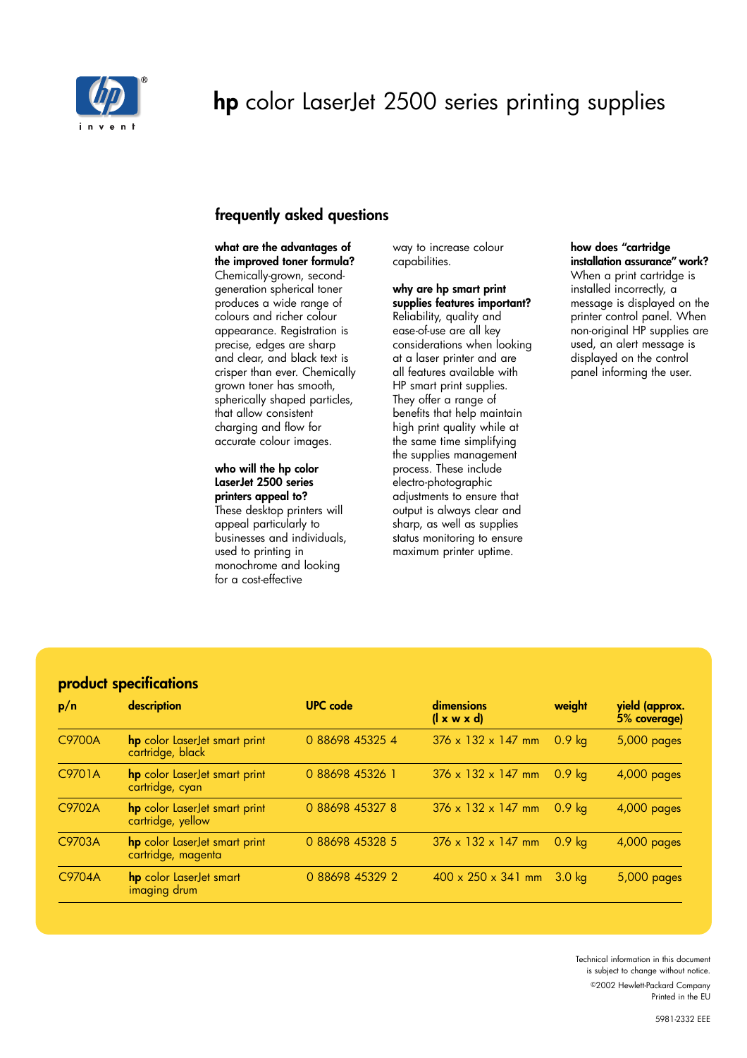# **hp** color LaserJet 2500 series printing supplies

## frequently asked questions

**what are the advantages of the improved toner formula?**
Chemically-grown, second-generation spherical toner produces a wide range of colours and richer colour appearance. Registration is precise, edges are sharp and clear, and black text is crisper than ever. Chemically grown toner has smooth, spherically shaped particles, that allow consistent charging and flow for accurate colour images.

**who will the hp color LaserJet 2500 series printers appeal to?**
These desktop printers will appeal particularly to businesses and individuals, used to printing in monochrome and looking for a cost-effective way to increase colour capabilities.

**why are hp smart print supplies features important?**
Reliability, quality and ease-of-use are all key considerations when looking at a laser printer and are all features available with HP smart print supplies. They offer a range of benefits that help maintain high print quality while at the same time simplifying the supplies management process. These include electro-photographic adjustments to ensure that output is always clear and sharp, as well as supplies status monitoring to ensure maximum printer uptime.

**how does "cartridge installation assurance" work?**
When a print cartridge is installed incorrectly, a message is displayed on the printer control panel. When non-original HP supplies are used, an alert message is displayed on the control panel informing the user.

## product specifications

| p/n | description | UPC code | dimensions (l x w x d) | weight | yield (approx. 5% coverage) |
|---|---|---|---|---|---|
| C9700A | **hp** color LaserJet smart print cartridge, black | 0 88698 45325 4 | 376 x 132 x 147 mm | 0.9 kg | 5,000 pages |
| C9701A | **hp** color LaserJet smart print cartridge, cyan | 0 88698 45326 1 | 376 x 132 x 147 mm | 0.9 kg | 4,000 pages |
| C9702A | **hp** color LaserJet smart print cartridge, yellow | 0 88698 45327 8 | 376 x 132 x 147 mm | 0.9 kg | 4,000 pages |
| C9703A | **hp** color LaserJet smart print cartridge, magenta | 0 88698 45328 5 | 376 x 132 x 147 mm | 0.9 kg | 4,000 pages |
| C9704A | **hp** color LaserJet smart imaging drum | 0 88698 45329 2 | 400 x 250 x 341 mm | 3.0 kg | 5,000 pages |

Technical information in this document is subject to change without notice.

©2002 Hewlett-Packard Company
Printed in the EU

5981-2332 EEE